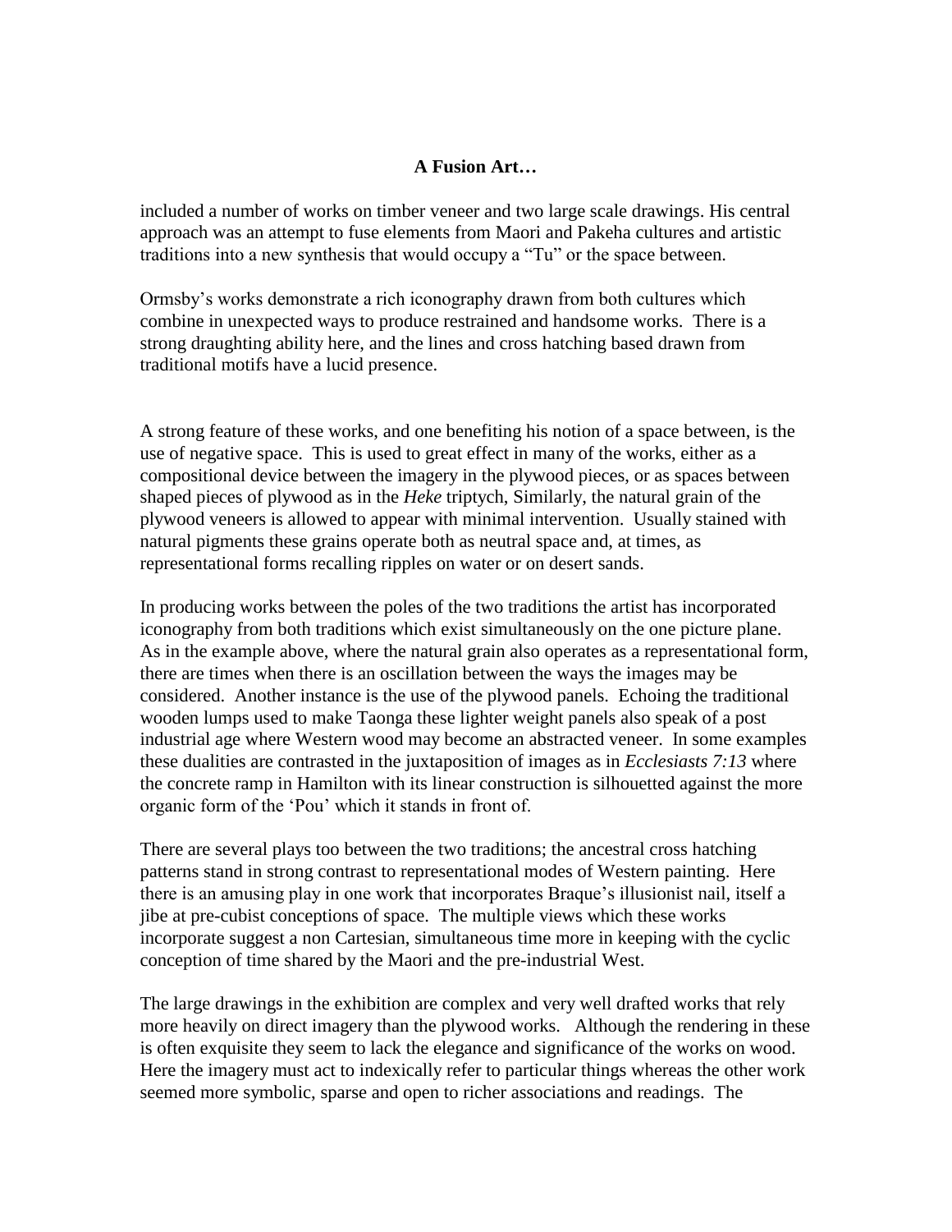**A Fusion Art…**

included a number of works on timber veneer and two large scale drawings. His central approach was an attempt to fuse elements from Maori and Pakeha cultures and artistic traditions into a new synthesis that would occupy a "Tu" or the space between.

Ormsby's works demonstrate a rich iconography drawn from both cultures which combine in unexpected ways to produce restrained and handsome works. There is a strong draughting ability here, and the lines and cross hatching based drawn from traditional motifs have a lucid presence.

A strong feature of these works, and one benefiting his notion of a space between, is the use of negative space. This is used to great effect in many of the works, either as a compositional device between the imagery in the plywood pieces, or as spaces between shaped pieces of plywood as in the *Heke* triptych, Similarly, the natural grain of the plywood veneers is allowed to appear with minimal intervention. Usually stained with natural pigments these grains operate both as neutral space and, at times, as representational forms recalling ripples on water or on desert sands.

In producing works between the poles of the two traditions the artist has incorporated iconography from both traditions which exist simultaneously on the one picture plane. As in the example above, where the natural grain also operates as a representational form, there are times when there is an oscillation between the ways the images may be considered. Another instance is the use of the plywood panels. Echoing the traditional wooden lumps used to make Taonga these lighter weight panels also speak of a post industrial age where Western wood may become an abstracted veneer. In some examples these dualities are contrasted in the juxtaposition of images as in *Ecclesiasts 7:13* where the concrete ramp in Hamilton with its linear construction is silhouetted against the more organic form of the 'Pou' which it stands in front of.

There are several plays too between the two traditions; the ancestral cross hatching patterns stand in strong contrast to representational modes of Western painting. Here there is an amusing play in one work that incorporates Braque's illusionist nail, itself a jibe at pre-cubist conceptions of space. The multiple views which these works incorporate suggest a non Cartesian, simultaneous time more in keeping with the cyclic conception of time shared by the Maori and the pre-industrial West.

The large drawings in the exhibition are complex and very well drafted works that rely more heavily on direct imagery than the plywood works. Although the rendering in these is often exquisite they seem to lack the elegance and significance of the works on wood. Here the imagery must act to indexically refer to particular things whereas the other work seemed more symbolic, sparse and open to richer associations and readings. The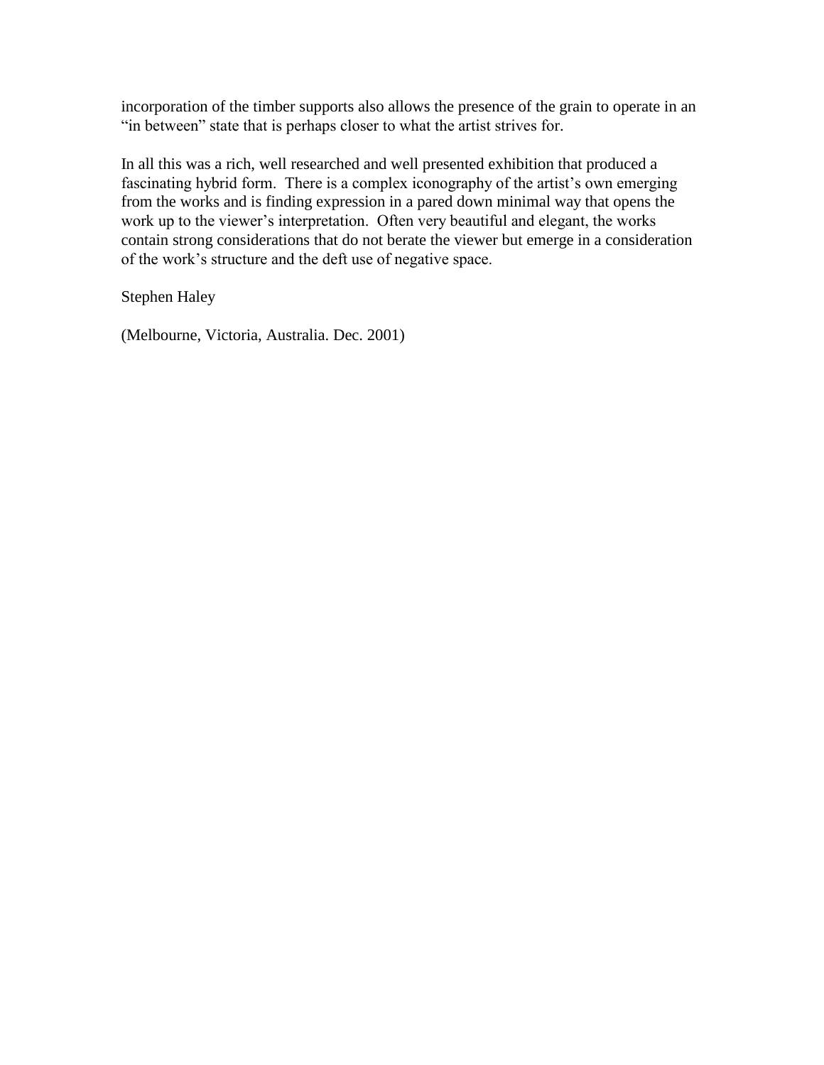incorporation of the timber supports also allows the presence of the grain to operate in an "in between" state that is perhaps closer to what the artist strives for.

In all this was a rich, well researched and well presented exhibition that produced a fascinating hybrid form. There is a complex iconography of the artist's own emerging from the works and is finding expression in a pared down minimal way that opens the work up to the viewer's interpretation. Often very beautiful and elegant, the works contain strong considerations that do not berate the viewer but emerge in a consideration of the work's structure and the deft use of negative space.

Stephen Haley

(Melbourne, Victoria, Australia. Dec. 2001)